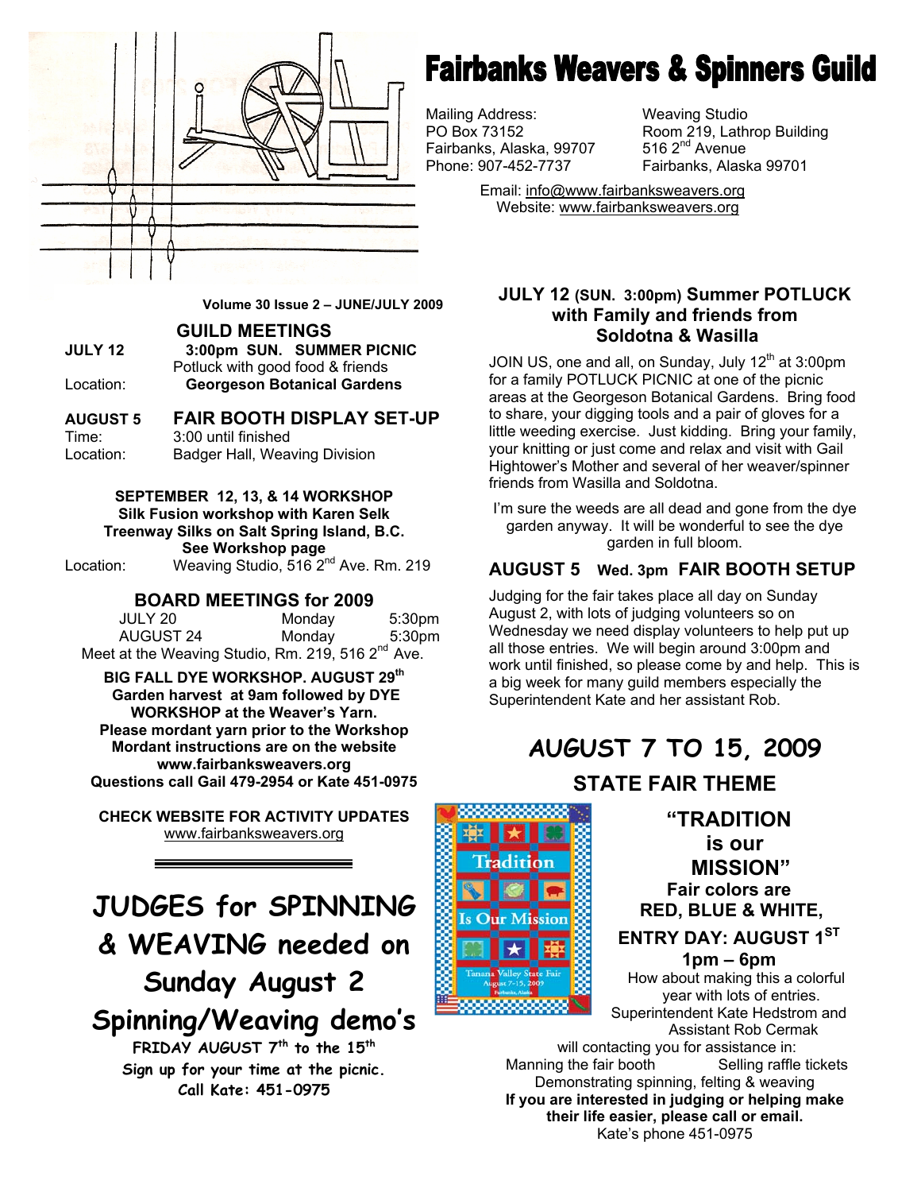# Fairbanks Weavers & Spinners Guild

Mailing Address:
PO Box 73152
Fairbanks, Alaska, 99707
Phone: 907-452-7737

Weaving Studio
Room 219, Lathrop Building
516 2nd Avenue
Fairbanks, Alaska 99701

Email: info@www.fairbanksweavers.org
Website: www.fairbanksweavers.org

**Volume 30 Issue 2 – JUNE/JULY 2009**

## GUILD MEETINGS

**JULY 12** — **3:00pm SUN. SUMMER PICNIC**
Potluck with good food & friends
Location: **Georgeson Botanical Gardens**

**AUGUST 5** — **FAIR BOOTH DISPLAY SET-UP**
Time: 3:00 until finished
Location: Badger Hall, Weaving Division

**SEPTEMBER 12, 13, & 14 WORKSHOP**
**Silk Fusion workshop with Karen Selk**
**Treenway Silks on Salt Spring Island, B.C.**
**See Workshop page**
Location: Weaving Studio, 516 2nd Ave. Rm. 219

## BOARD MEETINGS for 2009

| | | |
|---|---|---|
| JULY 20 | Monday | 5:30pm |
| AUGUST 24 | Monday | 5:30pm |

Meet at the Weaving Studio, Rm. 219, 516 2nd Ave.

**BIG FALL DYE WORKSHOP. AUGUST 29th**
**Garden harvest at 9am followed by DYE WORKSHOP at the Weaver's Yarn.**
**Please mordant yarn prior to the Workshop**
**Mordant instructions are on the website**
**www.fairbanksweavers.org**
**Questions call Gail 479-2954 or Kate 451-0975**

**CHECK WEBSITE FOR ACTIVITY UPDATES**
www.fairbanksweavers.org

# JUDGES for SPINNING & WEAVING needed on Sunday August 2

# Spinning/Weaving demo's

**FRIDAY AUGUST 7th to the 15th**
**Sign up for your time at the picnic.**
**Call Kate: 451-0975**

### JULY 12 (SUN. 3:00pm) Summer POTLUCK with Family and friends from Soldotna & Wasilla

JOIN US, one and all, on Sunday, July 12th at 3:00pm for a family POTLUCK PICNIC at one of the picnic areas at the Georgeson Botanical Gardens. Bring food to share, your digging tools and a pair of gloves for a little weeding exercise. Just kidding. Bring your family, your knitting or just come and relax and visit with Gail Hightower's Mother and several of her weaver/spinner friends from Wasilla and Soldotna.

I'm sure the weeds are all dead and gone from the dye garden anyway. It will be wonderful to see the dye garden in full bloom.

### AUGUST 5 Wed. 3pm FAIR BOOTH SETUP

Judging for the fair takes place all day on Sunday August 2, with lots of judging volunteers so on Wednesday we need display volunteers to help put up all those entries. We will begin around 3:00pm and work until finished, so please come by and help. This is a big week for many guild members especially the Superintendent Kate and her assistant Rob.

## AUGUST 7 TO 15, 2009

### STATE FAIR THEME

**"TRADITION is our MISSION"**
**Fair colors are RED, BLUE & WHITE,**
**ENTRY DAY: AUGUST 1ST**
**1pm – 6pm**

How about making this a colorful year with lots of entries.
Superintendent Kate Hedstrom and Assistant Rob Cermak will contacting you for assistance in:
Manning the fair booth   Selling raffle tickets
Demonstrating spinning, felting & weaving
**If you are interested in judging or helping make their life easier, please call or email.**
Kate's phone 451-0975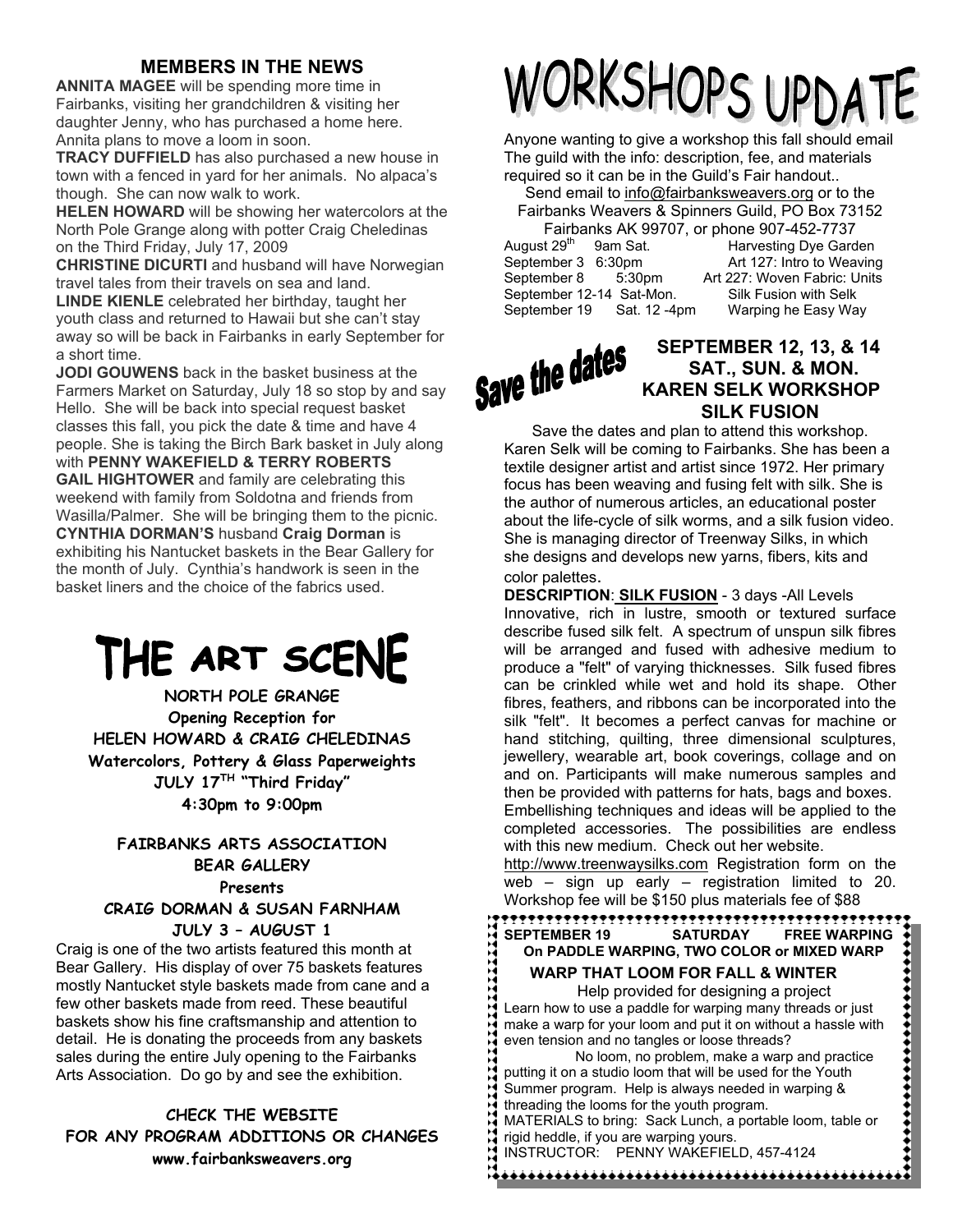## MEMBERS IN THE NEWS

**ANNITA MAGEE** will be spending more time in Fairbanks, visiting her grandchildren & visiting her daughter Jenny, who has purchased a home here. Annita plans to move a loom in soon.

**TRACY DUFFIELD** has also purchased a new house in town with a fenced in yard for her animals. No alpaca's though. She can now walk to work.

**HELEN HOWARD** will be showing her watercolors at the North Pole Grange along with potter Craig Cheledinas on the Third Friday, July 17, 2009

**CHRISTINE DICURTI** and husband will have Norwegian travel tales from their travels on sea and land.

**LINDE KIENLE** celebrated her birthday, taught her youth class and returned to Hawaii but she can't stay away so will be back in Fairbanks in early September for a short time.

**JODI GOUWENS** back in the basket business at the Farmers Market on Saturday, July 18 so stop by and say Hello. She will be back into special request basket classes this fall, you pick the date & time and have 4 people. She is taking the Birch Bark basket in July along with **PENNY WAKEFIELD & TERRY ROBERTS**

**GAIL HIGHTOWER** and family are celebrating this weekend with family from Soldotna and friends from Wasilla/Palmer. She will be bringing them to the picnic.

**CYNTHIA DORMAN'S** husband **Craig Dorman** is exhibiting his Nantucket baskets in the Bear Gallery for the month of July. Cynthia's handwork is seen in the basket liners and the choice of the fabrics used.

# THE ART SCENE

**NORTH POLE GRANGE**
**Opening Reception for**
**HELEN HOWARD & CRAIG CHELEDINAS**
**Watercolors, Pottery & Glass Paperweights**
**JULY 17TH "Third Friday"**
**4:30pm to 9:00pm**

**FAIRBANKS ARTS ASSOCIATION**
**BEAR GALLERY**
**Presents**
**CRAIG DORMAN & SUSAN FARNHAM**
**JULY 3 – AUGUST 1**

Craig is one of the two artists featured this month at Bear Gallery. His display of over 75 baskets features mostly Nantucket style baskets made from cane and a few other baskets made from reed. These beautiful baskets show his fine craftsmanship and attention to detail. He is donating the proceeds from any baskets sales during the entire July opening to the Fairbanks Arts Association. Do go by and see the exhibition.

**CHECK THE WEBSITE**
**FOR ANY PROGRAM ADDITIONS OR CHANGES**
**www.fairbanksweavers.org**

# WORKSHOPS UPDATE

Anyone wanting to give a workshop this fall should email The guild with the info: description, fee, and materials required so it can be in the Guild's Fair handout..

Send email to info@fairbanksweavers.org or to the Fairbanks Weavers & Spinners Guild, PO Box 73152 Fairbanks AK 99707, or phone 907-452-7737

| | | |
|---|---|---|
| August 29th | 9am Sat. | Harvesting Dye Garden |
| September 3 | 6:30pm | Art 127: Intro to Weaving |
| September 8 | 5:30pm | Art 227: Woven Fabric: Units |
| September 12-14 | Sat-Mon. | Silk Fusion with Selk |
| September 19 | Sat. 12 -4pm | Warping he Easy Way |

## Save the dates

**SEPTEMBER 12, 13, & 14**
**SAT., SUN. & MON.**
**KAREN SELK WORKSHOP**
**SILK FUSION**

Save the dates and plan to attend this workshop. Karen Selk will be coming to Fairbanks. She has been a textile designer artist and artist since 1972. Her primary focus has been weaving and fusing felt with silk. She is the author of numerous articles, an educational poster about the life-cycle of silk worms, and a silk fusion video. She is managing director of Treenway Silks, in which she designs and develops new yarns, fibers, kits and color palettes.

**DESCRIPTION**: **SILK FUSION** - 3 days -All Levels

Innovative, rich in lustre, smooth or textured surface describe fused silk felt. A spectrum of unspun silk fibres will be arranged and fused with adhesive medium to produce a "felt" of varying thicknesses. Silk fused fibres can be crinkled while wet and hold its shape. Other fibres, feathers, and ribbons can be incorporated into the silk "felt". It becomes a perfect canvas for machine or hand stitching, quilting, three dimensional sculptures, jewellery, wearable art, book coverings, collage and on and on. Participants will make numerous samples and then be provided with patterns for hats, bags and boxes. Embellishing techniques and ideas will be applied to the completed accessories. The possibilities are endless with this new medium. Check out her website.

http://www.treenwaysilks.com Registration form on the web – sign up early – registration limited to 20. Workshop fee will be $150 plus materials fee of $88

**SEPTEMBER 19 SATURDAY FREE WARPING**
**On PADDLE WARPING, TWO COLOR or MIXED WARP**

**WARP THAT LOOM FOR FALL & WINTER**

Help provided for designing a project

Learn how to use a paddle for warping many threads or just make a warp for your loom and put it on without a hassle with even tension and no tangles or loose threads?

No loom, no problem, make a warp and practice putting it on a studio loom that will be used for the Youth Summer program. Help is always needed in warping & threading the looms for the youth program.

MATERIALS to bring: Sack Lunch, a portable loom, table or rigid heddle, if you are warping yours.

INSTRUCTOR: PENNY WAKEFIELD, 457-4124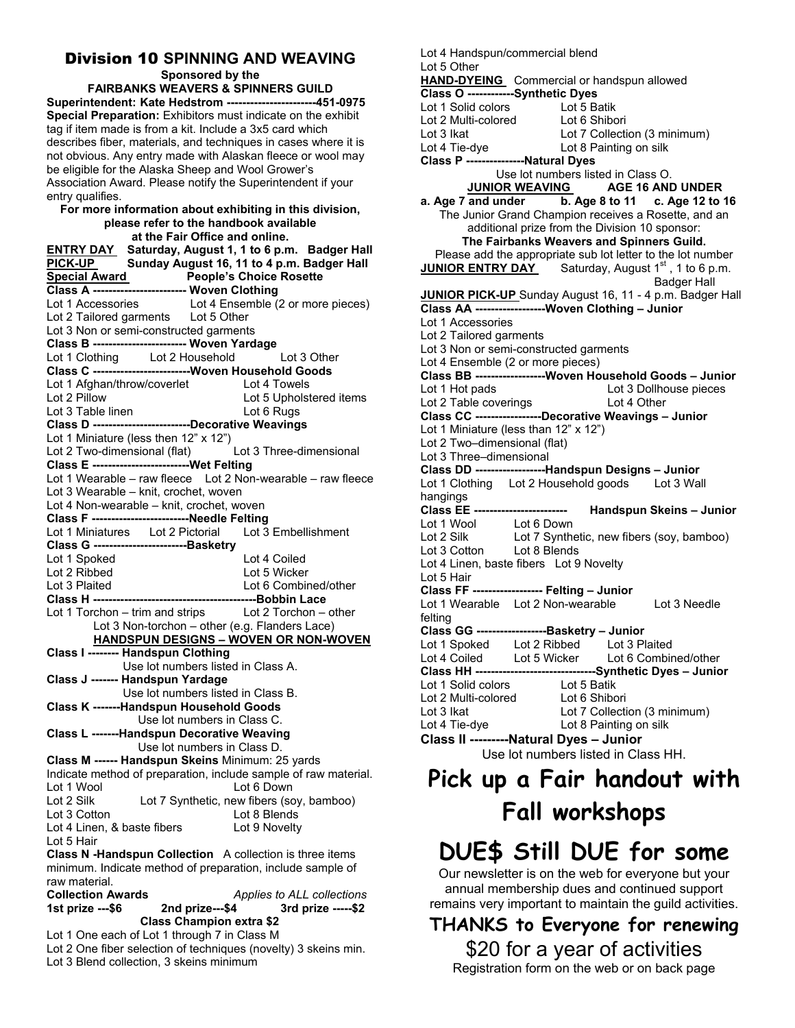## Division 10 SPINNING AND WEAVING

**Sponsored by the**
**FAIRBANKS WEAVERS & SPINNERS GUILD**

**Superintendent: Kate Hedstrom ----------------------451-0975**

**Special Preparation:** Exhibitors must indicate on the exhibit tag if item made is from a kit. Include a 3x5 card which describes fiber, materials, and techniques in cases where it is not obvious. Any entry made with Alaskan fleece or wool may be eligible for the Alaska Sheep and Wool Grower's Association Award. Please notify the Superintendent if your entry qualifies.

**For more information about exhibiting in this division, please refer to the handbook available at the Fair Office and online.**

**ENTRY DAY** Saturday, August 1, 1 to 6 p.m. Badger Hall
**PICK-UP** Sunday August 16, 11 to 4 p.m. Badger Hall
**Special Award** People's Choice Rosette

**Class A ------------------------ Woven Clothing**
Lot 1 Accessories
Lot 2 Tailored garments
Lot 3 Non or semi-constructed garments
Lot 4 Ensemble (2 or more pieces)
Lot 5 Other

**Class B ------------------------ Woven Yardage**
Lot 1 Clothing
Lot 2 Household
Lot 3 Other

**Class C -------------------------Woven Household Goods**
Lot 1 Afghan/throw/coverlet
Lot 2 Pillow
Lot 3 Table linen
Lot 4 Towels
Lot 5 Upholstered items
Lot 6 Rugs

**Class D -------------------------Decorative Weavings**
Lot 1 Miniature (less then 12" x 12")
Lot 2 Two-dimensional (flat)
Lot 3 Three-dimensional

**Class E -------------------------Wet Felting**
Lot 1 Wearable – raw fleece
Lot 2 Non-wearable – raw fleece
Lot 3 Wearable – knit, crochet, woven
Lot 4 Non-wearable – knit, crochet, woven

**Class F -------------------------Needle Felting**
Lot 1 Miniatures
Lot 2 Pictorial
Lot 3 Embellishment

**Class G ------------------------Basketry**
Lot 1 Spoked
Lot 2 Ribbed
Lot 3 Plaited
Lot 4 Coiled
Lot 5 Wicker
Lot 6 Combined/other

**Class H ------------------------------------------Bobbin Lace**
Lot 1 Torchon – trim and strips
Lot 2 Torchon – other
Lot 3 Non-torchon – other (e.g. Flanders Lace)

**HANDSPUN DESIGNS – WOVEN OR NON-WOVEN**

**Class I -------- Handspun Clothing**
Use lot numbers listed in Class A.

**Class J ------- Handspun Yardage**
Use lot numbers listed in Class B.

**Class K -------Handspun Household Goods**
Use lot numbers in Class C.

**Class L -------Handspun Decorative Weaving**
Use lot numbers in Class D.

**Class M ------ Handspun Skeins** Minimum: 25 yards
Indicate method of preparation, include sample of raw material.
Lot 1 Wool
Lot 2 Silk
Lot 3 Cotton
Lot 4 Linen, & baste fibers
Lot 5 Hair
Lot 6 Down
Lot 7 Synthetic, new fibers (soy, bamboo)
Lot 8 Blends
Lot 9 Novelty

**Class N -Handspun Collection** A collection is three items minimum. Indicate method of preparation, include sample of raw material.

**Collection Awards** *Applies to ALL collections*
**1st prize ---$6 2nd prize---$4 3rd prize -----$2**
**Class Champion extra $2**

Lot 1 One each of Lot 1 through 7 in Class M
Lot 2 One fiber selection of techniques (novelty) 3 skeins min.
Lot 3 Blend collection, 3 skeins minimum
Lot 4 Handspun/commercial blend
Lot 5 Other

**HAND-DYEING** Commercial or handspun allowed

**Class O ------------Synthetic Dyes**
Lot 1 Solid colors
Lot 2 Multi-colored
Lot 3 Ikat
Lot 4 Tie-dye
Lot 5 Batik
Lot 6 Shibori
Lot 7 Collection (3 minimum)
Lot 8 Painting on silk

**Class P ---------------Natural Dyes**
Use lot numbers listed in Class O.

**JUNIOR WEAVING AGE 16 AND UNDER**

**a. Age 7 and under b. Age 8 to 11 c. Age 12 to 16**

The Junior Grand Champion receives a Rosette, and an additional prize from the Division 10 sponsor:
**The Fairbanks Weavers and Spinners Guild.**
Please add the appropriate sub lot letter to the lot number

**JUNIOR ENTRY DAY** Saturday, August 1st, 1 to 6 p.m. Badger Hall
**JUNIOR PICK-UP** Sunday August 16, 11 - 4 p.m. Badger Hall

**Class AA ------------------Woven Clothing – Junior**
Lot 1 Accessories
Lot 2 Tailored garments
Lot 3 Non or semi-constructed garments
Lot 4 Ensemble (2 or more pieces)

**Class BB ------------------Woven Household Goods – Junior**
Lot 1 Hot pads
Lot 2 Table coverings
Lot 3 Dollhouse pieces
Lot 4 Other

**Class CC -----------------Decorative Weavings – Junior**
Lot 1 Miniature (less than 12" x 12")
Lot 2 Two–dimensional (flat)
Lot 3 Three–dimensional

**Class DD ------------------Handspun Designs – Junior**
Lot 1 Clothing
Lot 2 Household goods
Lot 3 Wall hangings

**Class EE ------------------------ Handspun Skeins – Junior**
Lot 1 Wool
Lot 2 Silk
Lot 3 Cotton
Lot 4 Linen, baste fibers
Lot 5 Hair
Lot 6 Down
Lot 7 Synthetic, new fibers (soy, bamboo)
Lot 8 Blends
Lot 9 Novelty

**Class FF ------------------ Felting – Junior**
Lot 1 Wearable
Lot 2 Non-wearable
Lot 3 Needle felting

**Class GG ------------------Basketry – Junior**
Lot 1 Spoked
Lot 2 Ribbed
Lot 3 Plaited
Lot 4 Coiled
Lot 5 Wicker
Lot 6 Combined/other

**Class HH -------------------------------Synthetic Dyes – Junior**
Lot 1 Solid colors
Lot 2 Multi-colored
Lot 3 Ikat
Lot 4 Tie-dye
Lot 5 Batik
Lot 6 Shibori
Lot 7 Collection (3 minimum)
Lot 8 Painting on silk

**Class II ---------Natural Dyes – Junior**
Use lot numbers listed in Class HH.

# Pick up a Fair handout with Fall workshops

# DUE$ Still DUE for some

Our newsletter is on the web for everyone but your annual membership dues and continued support remains very important to maintain the guild activities.

## THANKS to Everyone for renewing

$20 for a year of activities

Registration form on the web or on back page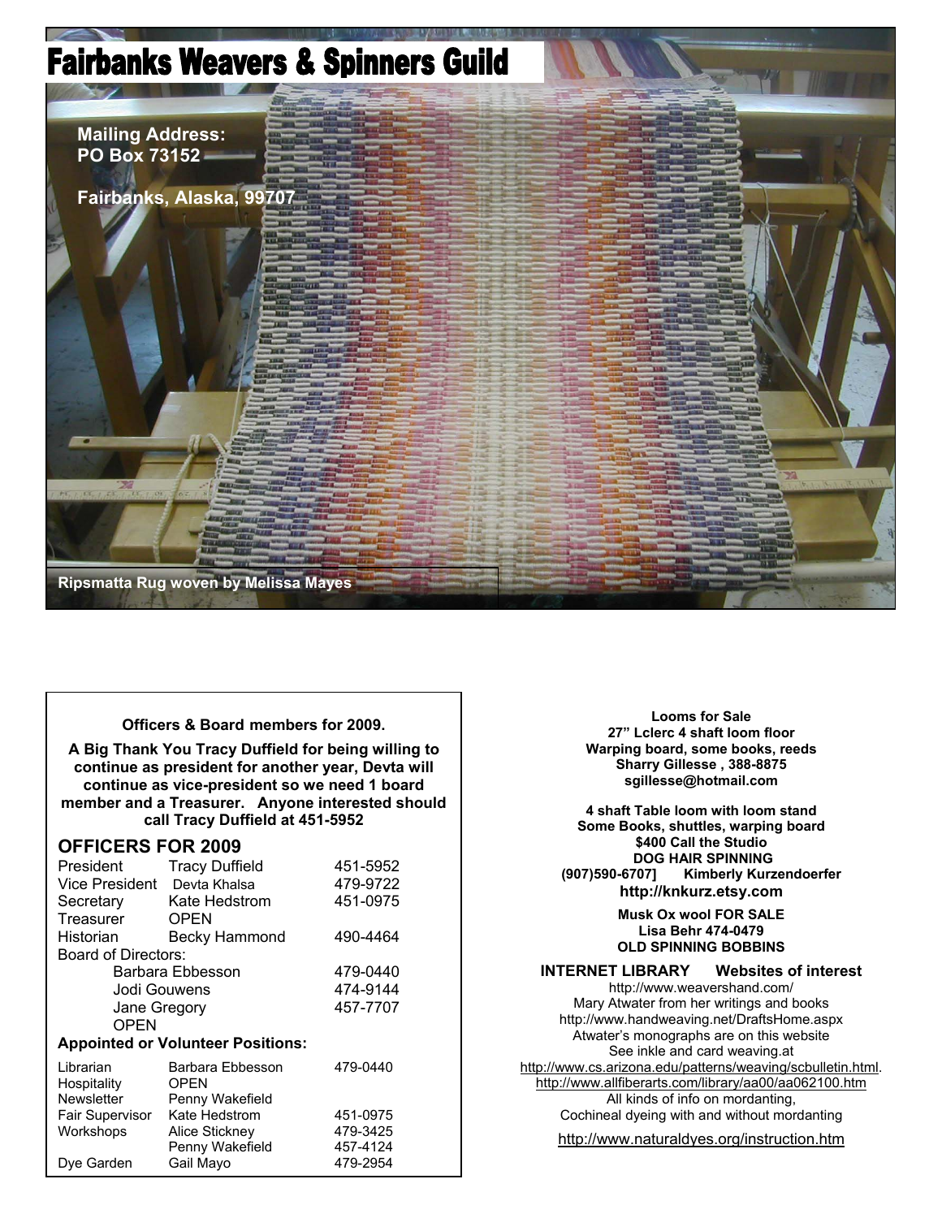# Fairbanks Weavers & Spinners Guild

**Mailing Address:**
**PO Box 73152**

**Fairbanks, Alaska, 99707**

**Ripsmatta Rug woven by Melissa Mayes**

**Officers & Board members for 2009.**

**A Big Thank You Tracy Duffield for being willing to continue as president for another year, Devta will continue as vice-president so we need 1 board member and a Treasurer. Anyone interested should call Tracy Duffield at 451-5952**

## OFFICERS FOR 2009

| | | |
|---|---|---|
| President | Tracy Duffield | 451-5952 |
| Vice President | Devta Khalsa | 479-9722 |
| Secretary | Kate Hedstrom | 451-0975 |
| Treasurer | OPEN | |
| Historian | Becky Hammond | 490-4464 |
| Board of Directors: | | |
| | Barbara Ebbesson | 479-0440 |
| | Jodi Gouwens | 474-9144 |
| | Jane Gregory | 457-7707 |
| | OPEN | |

**Appointed or Volunteer Positions:**

| | | |
|---|---|---|
| Librarian | Barbara Ebbesson | 479-0440 |
| Hospitality | OPEN | |
| Newsletter | Penny Wakefield | |
| Fair Supervisor | Kate Hedstrom | 451-0975 |
| Workshops | Alice Stickney | 479-3425 |
| | Penny Wakefield | 457-4124 |
| Dye Garden | Gail Mayo | 479-2954 |

**Looms for Sale**
**27" Lclerc 4 shaft loom floor**
**Warping board, some books, reeds**
**Sharry Gillesse , 388-8875**
**sgillesse@hotmail.com**

**4 shaft Table loom with loom stand**
**Some Books, shuttles, warping board**
**$400 Call the Studio**
**DOG HAIR SPINNING**
**(907)590-6707] Kimberly Kurzendoerfer**
**http://knkurz.etsy.com**

**Musk Ox wool FOR SALE**
**Lisa Behr 474-0479**
**OLD SPINNING BOBBINS**

**INTERNET LIBRARY Websites of interest**

http://www.weavershand.com/
Mary Atwater from her writings and books
http://www.handweaving.net/DraftsHome.aspx
Atwater's monographs are on this website
See inkle and card weaving.at
http://www.cs.arizona.edu/patterns/weaving/scbulletin.html.
http://www.allfiberarts.com/library/aa00/aa062100.htm
All kinds of info on mordanting,
Cochineal dyeing with and without mordanting

http://www.naturaldyes.org/instruction.htm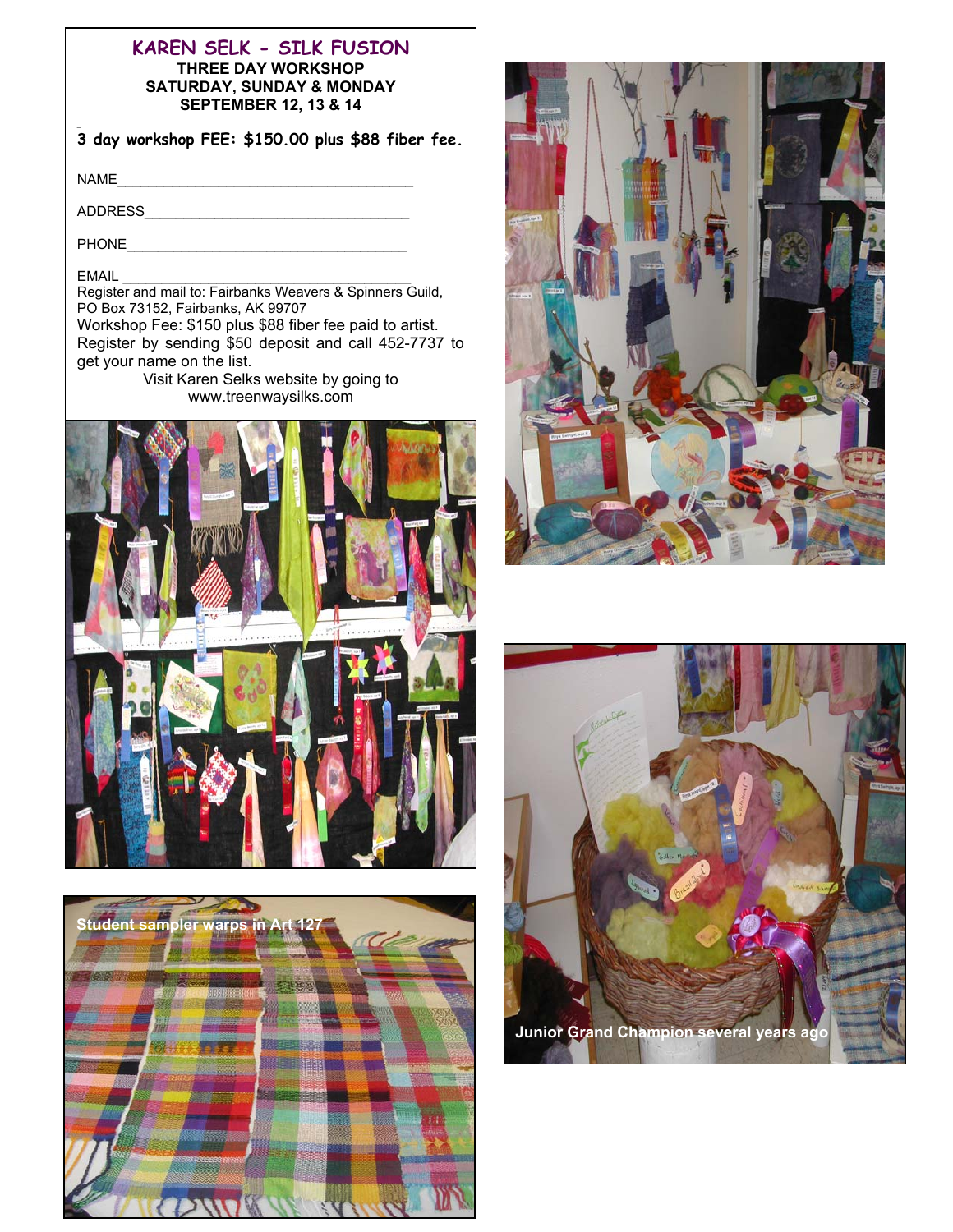## KAREN SELK - SILK FUSION

**THREE DAY WORKSHOP**
**SATURDAY, SUNDAY & MONDAY**
**SEPTEMBER 12, 13 & 14**

**3 day workshop FEE: $150.00 plus $88 fiber fee.**

NAME_______________________________________

ADDRESS____________________________________

PHONE______________________________________

EMAIL ______________________________________

Register and mail to: Fairbanks Weavers & Spinners Guild, PO Box 73152, Fairbanks, AK 99707

Workshop Fee: $150 plus $88 fiber fee paid to artist. Register by sending $50 deposit and call 452-7737 to get your name on the list.

Visit Karen Selks website by going to www.treenwaysilks.com

Student sampler warps in Art 127

Junior Grand Champion several years ago